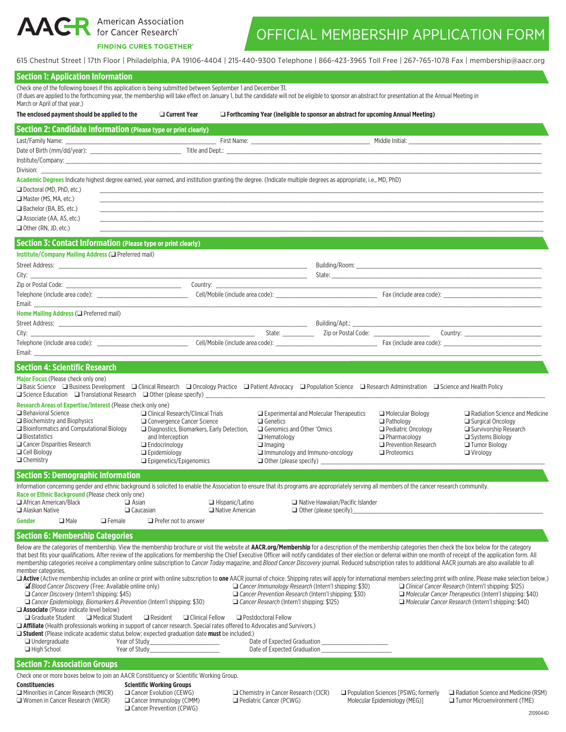# AACR American Association for Cancer Research®

**FINDING CURES TOGETHER®**

# OFFICIAL MEMBERSHIP APPLICATION FORM

615 Chestnut Street | 17th Floor | Philadelphia, PA 19106-4404 | 215-440-9300 Telephone | 866-423-3965 Toll Free | 267-765-1078 Fax | membership@aacr.org

## Section 1: Application Information

Check one of the following boxes if this application is being submitted between September 1 and December 31.
(If dues are applied to the forthcoming year, the membership will take effect on January 1, but the candidate will not be eligible to sponsor an abstract for presentation at the Annual Meeting in March or April of that year.)

**The enclosed payment should be applied to the** ❑ **Current Year** ❑ **Forthcoming Year (ineligible to sponsor an abstract for upcoming Annual Meeting)**

## Section 2: Candidate Information (Please type or print clearly)

Last/Family Name: ______________ First Name: ______________ Middle Initial: ______________

Date of Birth (mm/dd/year): ______________ Title and Dept.: ______________

Institute/Company: ______________

Division: ______________

**Academic Degrees** Indicate highest degree earned, year earned, and institution granting the degree. (Indicate multiple degrees as appropriate, i.e., MD, PhD)

- ❑ Doctoral (MD, PhD, etc.) ______________
- ❑ Master (MS, MA, etc.) ______________
- ❑ Bachelor (BA, BS, etc.) ______________
- ❑ Associate (AA, AS, etc.) ______________
- ❑ Other (RN, JD, etc.) ______________

## Section 3: Contact Information (Please type or print clearly)

**Institute/Company Mailing Address** (❑ Preferred mail)

Street Address: ______________ Building/Room: ______________

City: ______________ State: ______________

Zip or Postal Code: ______________ Country: ______________

Telephone (include area code): ______________ Cell/Mobile (include area code): ______________ Fax (include area code): ______________

Email: ______________

**Home Mailing Address** (❑ Preferred mail)

Street Address: ______________ Building/Apt.: ______________

City: ______________ State: ______ Zip or Postal Code: ______________ Country: ______________

Telephone (include area code): ______________ Cell/Mobile (include area code): ______________ Fax (include area code): ______________

Email: ______________

## Section 4: Scientific Research

**Major Focus** (Please check only one)

❑ Basic Science ❑ Business Development ❑ Clinical Research ❑ Oncology Practice ❑ Patient Advocacy ❑ Population Science ❑ Research Administration ❑ Science and Health Policy ❑ Science Education ❑ Translational Research ❑ Other (please specify) ______________

**Research Areas of Expertise/Interest** (Please check only one)

- ❑ Behavioral Science
- ❑ Biochemistry and Biophysics
- ❑ Bioinformatics and Computational Biology
- ❑ Biostatistics
- ❑ Cancer Disparities Research
- ❑ Cell Biology
- ❑ Chemistry
- ❑ Clinical Research/Clinical Trials
- ❑ Convergence Cancer Science
- ❑ Diagnostics, Biomarkers, Early Detection, and Interception
- ❑ Endocrinology
- ❑ Epidemiology
- ❑ Epigenetics/Epigenomics
- ❑ Experimental and Molecular Therapeutics
- ❑ Genetics
- ❑ Genomics and Other 'Omics
- ❑ Hematology
- ❑ Imaging
- ❑ Immunology and Immuno-oncology
- ❑ Other (please specify) ______________
- ❑ Molecular Biology
- ❑ Pathology
- ❑ Pediatric Oncology
- ❑ Pharmacology
- ❑ Prevention Research
- ❑ Proteomics
- ❑ Radiation Science and Medicine
- ❑ Surgical Oncology
- ❑ Survivorship Research
- ❑ Systems Biology
- ❑ Tumor Biology
- ❑ Virology

## Section 5: Demographic Information

Information concerning gender and ethnic background is solicited to enable the Association to ensure that its programs are appropriately serving all members of the cancer research community.

**Race or Ethnic Background** (Please check only one)

- ❑ African American/Black
- ❑ Alaskan Native
- ❑ Asian
- ❑ Caucasian
- ❑ Hispanic/Latino
- ❑ Native American
- ❑ Native Hawaiian/Pacific Islander
- ❑ Other (please specify) ______________

**Gender** ❑ Male ❑ Female ❑ Prefer not to answer

## Section 6: Membership Categories

Below are the categories of membership. View the membership brochure or visit the website at **AACR.org/Membership** for a description of the membership categories then check the box below for the category that best fits your qualifications. After review of the applications for membership the Chief Executive Officer will notify candidates of their election or deferral within one month of receipt of the application form. All membership categories receive a complimentary online subscription to *Cancer Today* magazine, and *Blood Cancer Discovery* journal. Reduced subscription rates to additional AACR journals are also available to all member categories.

❑ **Active** (Active membership includes an online or print with online subscription to **one** AACR journal of choice. Shipping rates will apply for international members selecting print with online. Please make selection below.)

- ☑ *Blood Cancer Discovery* (Free: Available online only)
- ❑ *Cancer Discovery* (Intern'l shipping: $45)
- ❑ *Cancer Epidemiology, Biomarkers & Prevention* (Intern'l shipping: $30)
- ❑ *Cancer Immunology Research* (Intern'l shipping: $30)
- ❑ *Cancer Prevention Research* (Intern'l shipping: $30)
- ❑ *Cancer Research* (Intern'l shipping: $125)
- ❑ *Clinical Cancer Research* (Intern'l shipping: $125)
- ❑ *Molecular Cancer Therapeutics* (Intern'l shipping: $40)
- ❑ *Molecular Cancer Research* (Intern'l shipping: $40)

❑ **Associate** (Please indicate level below)

❑ Graduate Student ❑ Medical Student ❑ Resident ❑ Clinical Fellow ❑ Postdoctoral Fellow

❑ **Affiliate** (Health professionals working in support of cancer research. Special rates offered to Advocates and Survivors.)

❑ **Student** (Please indicate academic status below; expected graduation date **must** be included.)

- ❑ Undergraduate Year of Study______________ Date of Expected Graduation ______________
- ❑ High School Year of Study______________ Date of Expected Graduation ______________

## Section 7: Association Groups

Check one or more boxes below to join an AACR Constituency or Scientific Working Group.

**Constituencies**

- ❑ Minorities in Cancer Research (MICR)
- ❑ Women in Cancer Research (WICR)

**Scientific Working Groups**

- ❑ Cancer Evolution (CEWG)
- ❑ Cancer Immunology (CIMM)
- ❑ Cancer Prevention (CPWG)
- ❑ Chemistry in Cancer Research (CICR)
- ❑ Pediatric Cancer (PCWG)
- ❑ Population Sciences [PSWG; formerly Molecular Epidemiology (MEG)]
- ❑ Radiation Science and Medicine (RSM)
- ❑ Tumor Microenvironment (TME)

2109044D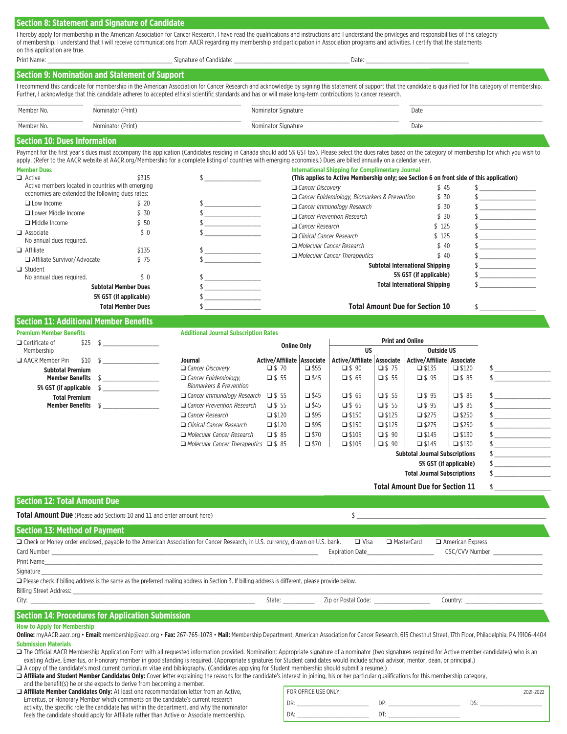## Section 8: Statement and Signature of Candidate

I hereby apply for membership in the American Association for Cancer Research. I have read the qualifications and instructions and I understand the privileges and responsibilities of this category of membership. I understand that I will receive communications from AACR regarding my membership and participation in Association programs and activities. I certify that the statements on this application are true.

Print Name: ___________________ Signature of Candidate: ___________________ Date: ___________________

## Section 9: Nomination and Statement of Support

I recommend this candidate for membership in the American Association for Cancer Research and acknowledge by signing this statement of support that the candidate is qualified for this category of membership. Further, I acknowledge that this candidate adheres to accepted ethical scientific standards and has or will make long-term contributions to cancer research.

| | | | |
|---|---|---|---|
| Member No. | Nominator (Print) | Nominator Signature | Date |
| Member No. | Nominator (Print) | Nominator Signature | Date |

## Section 10: Dues Information

Payment for the first year's dues must accompany this application (Candidates residing in Canada should add 5% GST tax). Please select the dues rates based on the category of membership for which you wish to apply. (Refer to the AACR website at AACR.org/Membership for a complete listing of countries with emerging economies.) Dues are billed annually on a calendar year.

**Member Dues**

| | | |
|---|---|---|
| ❑ Active | $315 | $ ________ |
| Active members located in countries with emerging economies are extended the following dues rates: | | |
| ❑ Low Income | $ 20 | $ ________ |
| ❑ Lower Middle Income | $ 30 | $ ________ |
| ❑ Middle Income | $ 50 | $ ________ |
| ❑ Associate<br>No annual dues required. | $ 0 | $ ________ |
| ❑ Affiliate | $135 | $ ________ |
| ❑ Affiliate Survivor/Advocate | $ 75 | $ ________ |
| ❑ Student<br>No annual dues required. | $ 0 | $ ________ |
| **Subtotal Member Dues** | | $ ________ |
| **5% GST (if applicable)** | | $ ________ |
| **Total Member Dues** | | $ ________ |

**International Shipping for Complimentary Journal**
**(This applies to Active Membership only; see Section 6 on front side of this application)**

| | | |
|---|---|---|
| ❑ *Cancer Discovery* | $ 45 | $ ________ |
| ❑ *Cancer Epidemiology, Biomarkers & Prevention* | $ 30 | $ ________ |
| ❑ *Cancer Immunology Research* | $ 30 | $ ________ |
| ❑ *Cancer Prevention Research* | $ 30 | $ ________ |
| ❑ *Cancer Research* | $ 125 | $ ________ |
| ❑ *Clinical Cancer Research* | $ 125 | $ ________ |
| ❑ *Molecular Cancer Research* | $ 40 | $ ________ |
| ❑ *Molecular Cancer Therapeutics* | $ 40 | $ ________ |
| **Subtotal International Shipping** | | $ ________ |
| **5% GST (if applicable)** | | $ ________ |
| **Total International Shipping** | | $ ________ |

**Total Amount Due for Section 10** $ ________

## Section 11: Additional Member Benefits

**Premium Member Benefits**

| | | |
|---|---|---|
| ❑ Certificate of Membership | $25 | $ ________ |
| ❑ AACR Member Pin | $10 | $ ________ |
| **Subtotal Premium Member Benefits** | | $ ________ |
| **5% GST (if applicable** | | $ ________ |
| **Total Premium Member Benefits** | | $ ________ |

**Additional Journal Subscription Rates**

| Journal | Online Only | | Print and Online: US | | Print and Online: Outside US | | |
|---|---|---|---|---|---|---|---|
| | Active/Affiliate | Associate | Active/Affiliate | Associate | Active/Affiliate | Associate | |
| ❑ *Cancer Discovery* | ❑ $ 70 | ❑ $55 | ❑ $ 90 | ❑ $ 75 | ❑ $135 | ❑ $120 | $ ________ |
| ❑ *Cancer Epidemiology, Biomarkers & Prevention* | ❑ $ 55 | ❑ $45 | ❑ $ 65 | ❑ $ 55 | ❑ $ 95 | ❑ $ 85 | $ ________ |
| ❑ *Cancer Immunology Research* | ❑ $ 55 | ❑ $45 | ❑ $ 65 | ❑ $ 55 | ❑ $ 95 | ❑ $ 85 | $ ________ |
| ❑ *Cancer Prevention Research* | ❑ $ 55 | ❑ $45 | ❑ $ 65 | ❑ $ 55 | ❑ $ 95 | ❑ $ 85 | $ ________ |
| ❑ *Cancer Research* | ❑ $120 | ❑ $95 | ❑ $150 | ❑ $125 | ❑ $275 | ❑ $250 | $ ________ |
| ❑ *Clinical Cancer Research* | ❑ $120 | ❑ $95 | ❑ $150 | ❑ $125 | ❑ $275 | ❑ $250 | $ ________ |
| ❑ *Molecular Cancer Research* | ❑ $ 85 | ❑ $70 | ❑ $105 | ❑ $ 90 | ❑ $145 | ❑ $130 | $ ________ |
| ❑ *Molecular Cancer Therapeutics* | ❑ $ 85 | ❑ $70 | ❑ $105 | ❑ $ 90 | ❑ $145 | ❑ $130 | $ ________ |
| **Subtotal Journal Subscriptions** | | | | | | | $ ________ |
| **5% GST (if applicable)** | | | | | | | $ ________ |
| **Total Journal Subscriptions** | | | | | | | $ ________ |

**Total Amount Due for Section 11** $ ________

## Section 12: Total Amount Due

**Total Amount Due** (Please add Sections 10 and 11 and enter amount here) $ ________

## Section 13: Method of Payment

❑ Check or Money order enclosed, payable to the American Association for Cancer Research, in U.S. currency, drawn on U.S. bank. ❑ Visa ❑ MasterCard ❑ American Express

Card Number ___________________ Expiration Date ___________ CSC/CVV Number ___________

Print Name ___________________

Signature ___________________

❑ Please check if billing address is the same as the preferred mailing address in Section 3. If billing address is different, please provide below.

Billing Street Address: ___________________

City: ___________ State: ___________ Zip or Postal Code: ___________ Country: ___________

## Section 14: Procedures for Application Submission

**How to Apply for Membership**

**Online:** myAACR.aacr.org • **Email:** membership@aacr.org • **Fax:** 267-765-1078 • **Mail:** Membership Department, American Association for Cancer Research, 615 Chestnut Street, 17th Floor, Philadelphia, PA 19106-4404

**Submission Materials**

- ❑ The Official AACR Membership Application Form with all requested information provided. Nomination: Appropriate signature of a nominator (two signatures required for Active member candidates) who is an existing Active, Emeritus, or Honorary member in good standing is required. (Appropriate signatures for Student candidates would include school advisor, mentor, dean, or principal.)
- ❑ A copy of the candidate's most current curriculum vitae and bibliography. (Candidates applying for Student membership should submit a resume.)
- ❑ **Affiliate and Student Member Candidates Only:** Cover letter explaining the reasons for the candidate's interest in joining, his or her particular qualifications for this membership category, and the benefit(s) he or she expects to derive from becoming a member.
- ❑ **Affiliate Member Candidates Only:** At least one recommendation letter from an Active, Emeritus, or Honorary Member which comments on the candidate's current research activity, the specific role the candidate has within the department, and why the nominator feels the candidate should apply for Affiliate rather than Active or Associate membership.

| FOR OFFICE USE ONLY: | | 2021-2022 |
|---|---|---|
| DR: ________ | DP: ________ | DS: ________ |
| DA: ________ | DT: ________ | |